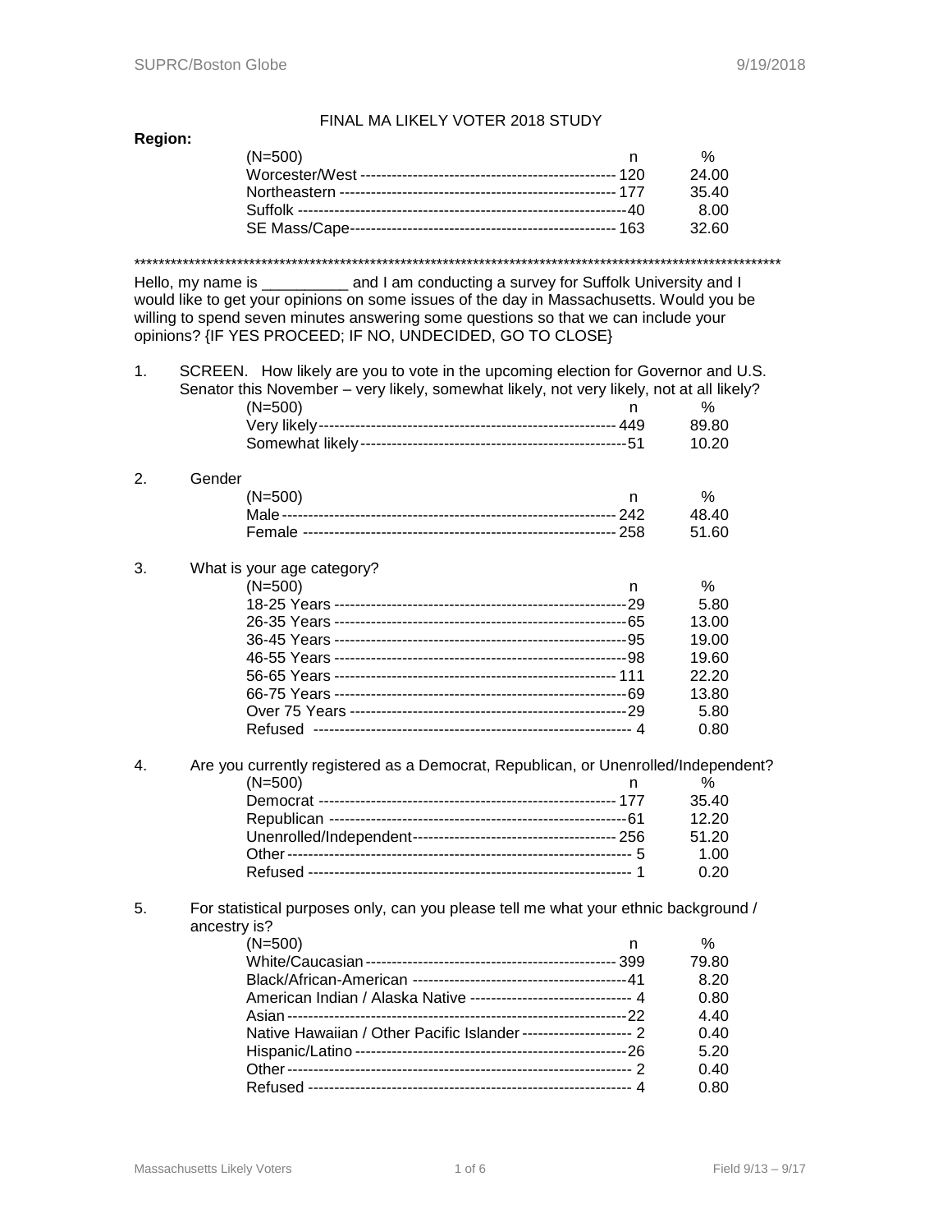FINAL MA LIKELY VOTER 2018 STUDY

**Region:**

| (N=500) | n | % |
|---|---|---|
| Worcester/West | 120 | 24.00 |
| Northeastern | 177 | 35.40 |
| Suffolk | 40 | 8.00 |
| SE Mass/Cape | 163 | 32.60 |

**********************************************************************************************************

Hello, my name is __________ and I am conducting a survey for Suffolk University and I would like to get your opinions on some issues of the day in Massachusetts. Would you be willing to spend seven minutes answering some questions so that we can include your opinions? {IF YES PROCEED; IF NO, UNDECIDED, GO TO CLOSE}

1. SCREEN. How likely are you to vote in the upcoming election for Governor and U.S. Senator this November – very likely, somewhat likely, not very likely, not at all likely?

| (N=500) | n | % |
|---|---|---|
| Very likely | 449 | 89.80 |
| Somewhat likely | 51 | 10.20 |

2. Gender

| (N=500) | n | % |
|---|---|---|
| Male | 242 | 48.40 |
| Female | 258 | 51.60 |

3. What is your age category?

| (N=500) | n | % |
|---|---|---|
| 18-25 Years | 29 | 5.80 |
| 26-35 Years | 65 | 13.00 |
| 36-45 Years | 95 | 19.00 |
| 46-55 Years | 98 | 19.60 |
| 56-65 Years | 111 | 22.20 |
| 66-75 Years | 69 | 13.80 |
| Over 75 Years | 29 | 5.80 |
| Refused | 4 | 0.80 |

4. Are you currently registered as a Democrat, Republican, or Unenrolled/Independent?

| (N=500) | n | % |
|---|---|---|
| Democrat | 177 | 35.40 |
| Republican | 61 | 12.20 |
| Unenrolled/Independent | 256 | 51.20 |
| Other | 5 | 1.00 |
| Refused | 1 | 0.20 |

5. For statistical purposes only, can you please tell me what your ethnic background / ancestry is?

| (N=500) | n | % |
|---|---|---|
| White/Caucasian | 399 | 79.80 |
| Black/African-American | 41 | 8.20 |
| American Indian / Alaska Native | 4 | 0.80 |
| Asian | 22 | 4.40 |
| Native Hawaiian / Other Pacific Islander | 2 | 0.40 |
| Hispanic/Latino | 26 | 5.20 |
| Other | 2 | 0.40 |
| Refused | 4 | 0.80 |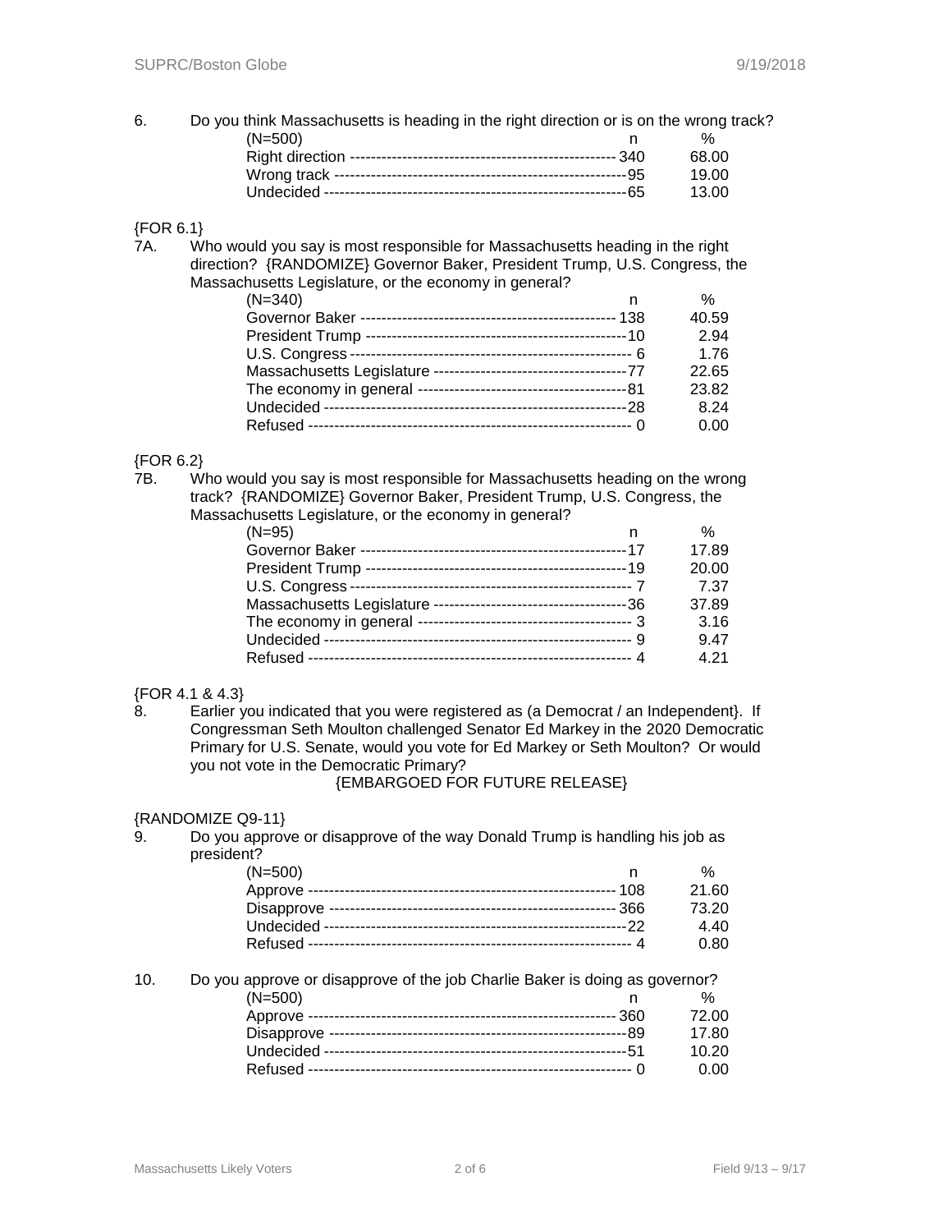6. Do you think Massachusetts is heading in the right direction or is on the wrong track?

| (N=500) | n | % |
|---|---|---|
| Right direction | 340 | 68.00 |
| Wrong track | 95 | 19.00 |
| Undecided | 65 | 13.00 |

{FOR 6.1}

7A. Who would you say is most responsible for Massachusetts heading in the right direction? {RANDOMIZE} Governor Baker, President Trump, U.S. Congress, the Massachusetts Legislature, or the economy in general?

| (N=340) | n | % |
|---|---|---|
| Governor Baker | 138 | 40.59 |
| President Trump | 10 | 2.94 |
| U.S. Congress | 6 | 1.76 |
| Massachusetts Legislature | 77 | 22.65 |
| The economy in general | 81 | 23.82 |
| Undecided | 28 | 8.24 |
| Refused | 0 | 0.00 |

{FOR 6.2}

7B. Who would you say is most responsible for Massachusetts heading on the wrong track? {RANDOMIZE} Governor Baker, President Trump, U.S. Congress, the Massachusetts Legislature, or the economy in general?

| (N=95) | n | % |
|---|---|---|
| Governor Baker | 17 | 17.89 |
| President Trump | 19 | 20.00 |
| U.S. Congress | 7 | 7.37 |
| Massachusetts Legislature | 36 | 37.89 |
| The economy in general | 3 | 3.16 |
| Undecided | 9 | 9.47 |
| Refused | 4 | 4.21 |

{FOR 4.1 & 4.3}

8. Earlier you indicated that you were registered as (a Democrat / an Independent}. If Congressman Seth Moulton challenged Senator Ed Markey in the 2020 Democratic Primary for U.S. Senate, would you vote for Ed Markey or Seth Moulton? Or would you not vote in the Democratic Primary?

{EMBARGOED FOR FUTURE RELEASE}

{RANDOMIZE Q9-11}

9. Do you approve or disapprove of the way Donald Trump is handling his job as president?

| (N=500) | n | % |
|---|---|---|
| Approve | 108 | 21.60 |
| Disapprove | 366 | 73.20 |
| Undecided | 22 | 4.40 |
| Refused | 4 | 0.80 |

10. Do you approve or disapprove of the job Charlie Baker is doing as governor?

| (N=500) | n | % |
|---|---|---|
| Approve | 360 | 72.00 |
| Disapprove | 89 | 17.80 |
| Undecided | 51 | 10.20 |
| Refused | 0 | 0.00 |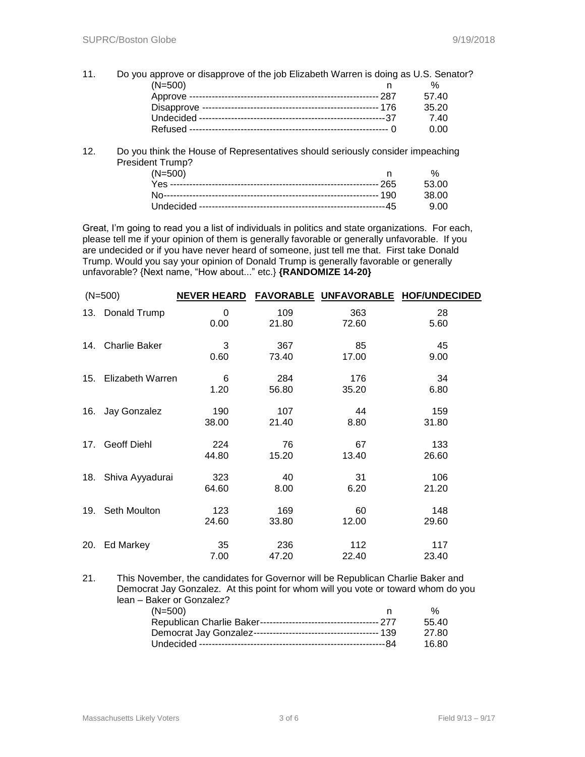11. Do you approve or disapprove of the job Elizabeth Warren is doing as U.S. Senator?

| (N=500) | n | % |
|---|---|---|
| Approve | 287 | 57.40 |
| Disapprove | 176 | 35.20 |
| Undecided | 37 | 7.40 |
| Refused | 0 | 0.00 |

12. Do you think the House of Representatives should seriously consider impeaching President Trump?

| (N=500) | n | % |
|---|---|---|
| Yes | 265 | 53.00 |
| No | 190 | 38.00 |
| Undecided | 45 | 9.00 |

Great, I'm going to read you a list of individuals in politics and state organizations. For each, please tell me if your opinion of them is generally favorable or generally unfavorable. If you are undecided or if you have never heard of someone, just tell me that. First take Donald Trump. Would you say your opinion of Donald Trump is generally favorable or generally unfavorable? {Next name, "How about..." etc.} **{RANDOMIZE 14-20}**

| (N=500) | NEVER HEARD | FAVORABLE | UNFAVORABLE | HOF/UNDECIDED |
|---|---|---|---|---|
| 13. Donald Trump | 0 | 109 | 363 | 28 |
| | 0.00 | 21.80 | 72.60 | 5.60 |
| 14. Charlie Baker | 3 | 367 | 85 | 45 |
| | 0.60 | 73.40 | 17.00 | 9.00 |
| 15. Elizabeth Warren | 6 | 284 | 176 | 34 |
| | 1.20 | 56.80 | 35.20 | 6.80 |
| 16. Jay Gonzalez | 190 | 107 | 44 | 159 |
| | 38.00 | 21.40 | 8.80 | 31.80 |
| 17. Geoff Diehl | 224 | 76 | 67 | 133 |
| | 44.80 | 15.20 | 13.40 | 26.60 |
| 18. Shiva Ayyadurai | 323 | 40 | 31 | 106 |
| | 64.60 | 8.00 | 6.20 | 21.20 |
| 19. Seth Moulton | 123 | 169 | 60 | 148 |
| | 24.60 | 33.80 | 12.00 | 29.60 |
| 20. Ed Markey | 35 | 236 | 112 | 117 |
| | 7.00 | 47.20 | 22.40 | 23.40 |

21. This November, the candidates for Governor will be Republican Charlie Baker and Democrat Jay Gonzalez. At this point for whom will you vote or toward whom do you lean – Baker or Gonzalez?

| (N=500) | n | % |
|---|---|---|
| Republican Charlie Baker | 277 | 55.40 |
| Democrat Jay Gonzalez | 139 | 27.80 |
| Undecided | 84 | 16.80 |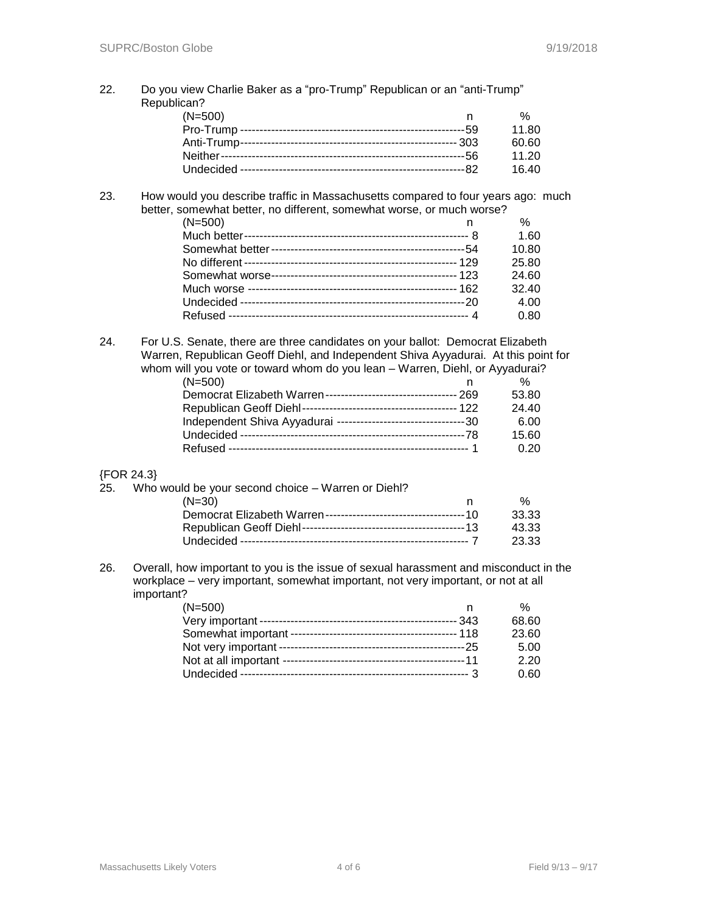22. Do you view Charlie Baker as a "pro-Trump" Republican or an "anti-Trump" Republican?

| (N=500) | n | % |
|---|---|---|
| Pro-Trump | 59 | 11.80 |
| Anti-Trump | 303 | 60.60 |
| Neither | 56 | 11.20 |
| Undecided | 82 | 16.40 |

23. How would you describe traffic in Massachusetts compared to four years ago: much better, somewhat better, no different, somewhat worse, or much worse?

| (N=500) | n | % |
|---|---|---|
| Much better | 8 | 1.60 |
| Somewhat better | 54 | 10.80 |
| No different | 129 | 25.80 |
| Somewhat worse | 123 | 24.60 |
| Much worse | 162 | 32.40 |
| Undecided | 20 | 4.00 |
| Refused | 4 | 0.80 |

24. For U.S. Senate, there are three candidates on your ballot: Democrat Elizabeth Warren, Republican Geoff Diehl, and Independent Shiva Ayyadurai. At this point for whom will you vote or toward whom do you lean – Warren, Diehl, or Ayyadurai?

| (N=500) | n | % |
|---|---|---|
| Democrat Elizabeth Warren | 269 | 53.80 |
| Republican Geoff Diehl | 122 | 24.40 |
| Independent Shiva Ayyadurai | 30 | 6.00 |
| Undecided | 78 | 15.60 |
| Refused | 1 | 0.20 |

{FOR 24.3}

25. Who would be your second choice – Warren or Diehl?

| (N=30) | n | % |
|---|---|---|
| Democrat Elizabeth Warren | 10 | 33.33 |
| Republican Geoff Diehl | 13 | 43.33 |
| Undecided | 7 | 23.33 |

26. Overall, how important to you is the issue of sexual harassment and misconduct in the workplace – very important, somewhat important, not very important, or not at all important?

| (N=500) | n | % |
|---|---|---|
| Very important | 343 | 68.60 |
| Somewhat important | 118 | 23.60 |
| Not very important | 25 | 5.00 |
| Not at all important | 11 | 2.20 |
| Undecided | 3 | 0.60 |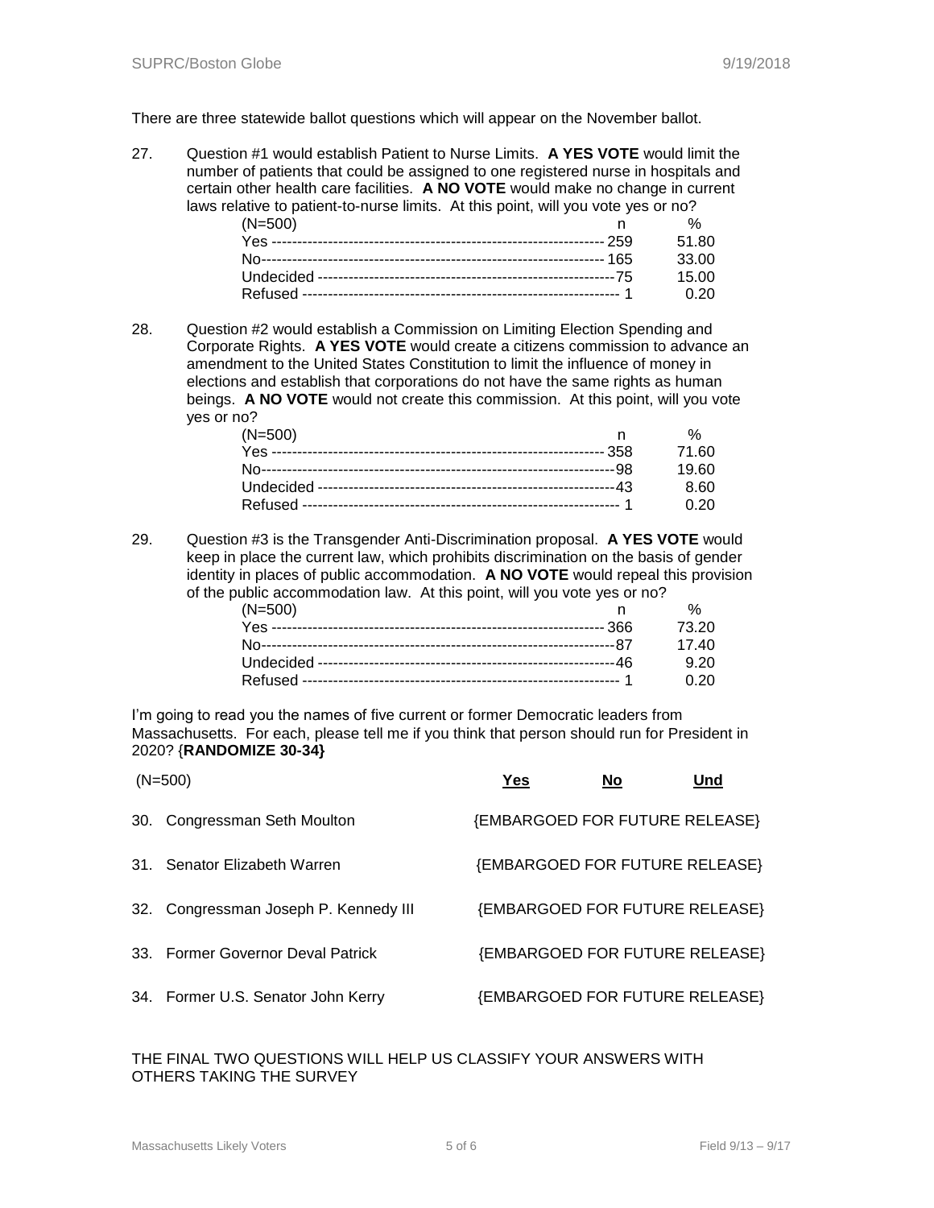There are three statewide ballot questions which will appear on the November ballot.

27. Question #1 would establish Patient to Nurse Limits. **A YES VOTE** would limit the number of patients that could be assigned to one registered nurse in hospitals and certain other health care facilities. **A NO VOTE** would make no change in current laws relative to patient-to-nurse limits. At this point, will you vote yes or no?

| (N=500) | n | % |
|---|---|---|
| Yes | 259 | 51.80 |
| No | 165 | 33.00 |
| Undecided | 75 | 15.00 |
| Refused | 1 | 0.20 |

28. Question #2 would establish a Commission on Limiting Election Spending and Corporate Rights. **A YES VOTE** would create a citizens commission to advance an amendment to the United States Constitution to limit the influence of money in elections and establish that corporations do not have the same rights as human beings. **A NO VOTE** would not create this commission. At this point, will you vote yes or no?

| (N=500) | n | % |
|---|---|---|
| Yes | 358 | 71.60 |
| No | 98 | 19.60 |
| Undecided | 43 | 8.60 |
| Refused | 1 | 0.20 |

29. Question #3 is the Transgender Anti-Discrimination proposal. **A YES VOTE** would keep in place the current law, which prohibits discrimination on the basis of gender identity in places of public accommodation. **A NO VOTE** would repeal this provision of the public accommodation law. At this point, will you vote yes or no?

| (N=500) | n | % |
|---|---|---|
| Yes | 366 | 73.20 |
| No | 87 | 17.40 |
| Undecided | 46 | 9.20 |
| Refused | 1 | 0.20 |

I'm going to read you the names of five current or former Democratic leaders from Massachusetts. For each, please tell me if you think that person should run for President in 2020? {**RANDOMIZE 30-34}**

| (N=500) | Yes | No | Und |
|---|---|---|---|
| 30. Congressman Seth Moulton | {EMBARGOED FOR FUTURE RELEASE} | | |
| 31. Senator Elizabeth Warren | {EMBARGOED FOR FUTURE RELEASE} | | |
| 32. Congressman Joseph P. Kennedy III | {EMBARGOED FOR FUTURE RELEASE} | | |
| 33. Former Governor Deval Patrick | {EMBARGOED FOR FUTURE RELEASE} | | |
| 34. Former U.S. Senator John Kerry | {EMBARGOED FOR FUTURE RELEASE} | | |

THE FINAL TWO QUESTIONS WILL HELP US CLASSIFY YOUR ANSWERS WITH OTHERS TAKING THE SURVEY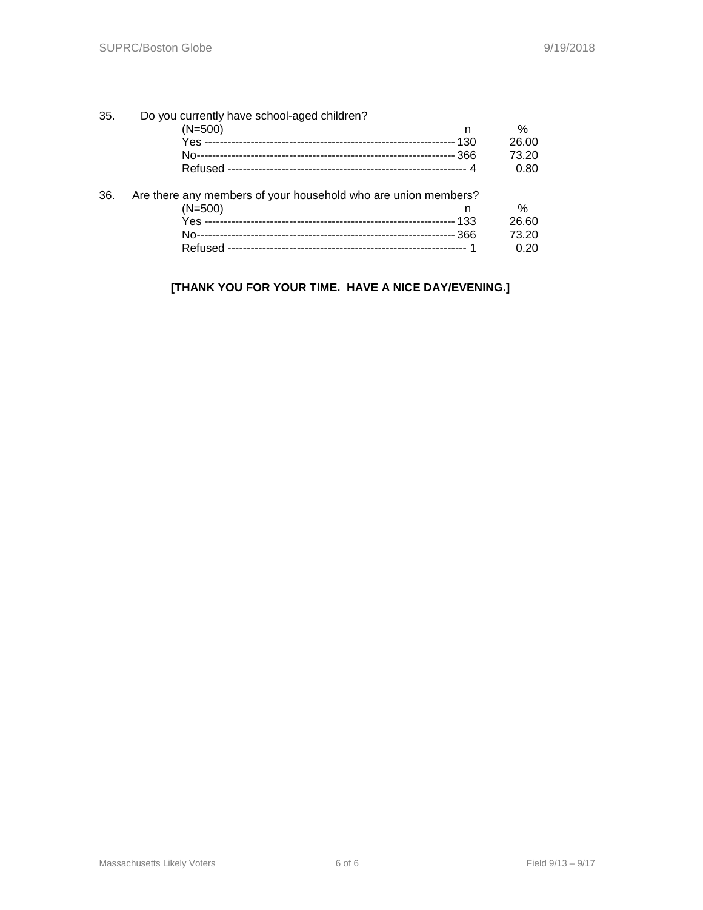35. Do you currently have school-aged children?

| (N=500) | n | % |
|---|---|---|
| Yes | 130 | 26.00 |
| No | 366 | 73.20 |
| Refused | 4 | 0.80 |

36. Are there any members of your household who are union members?

| (N=500) | n | % |
|---|---|---|
| Yes | 133 | 26.60 |
| No | 366 | 73.20 |
| Refused | 1 | 0.20 |

**[THANK YOU FOR YOUR TIME. HAVE A NICE DAY/EVENING.]**